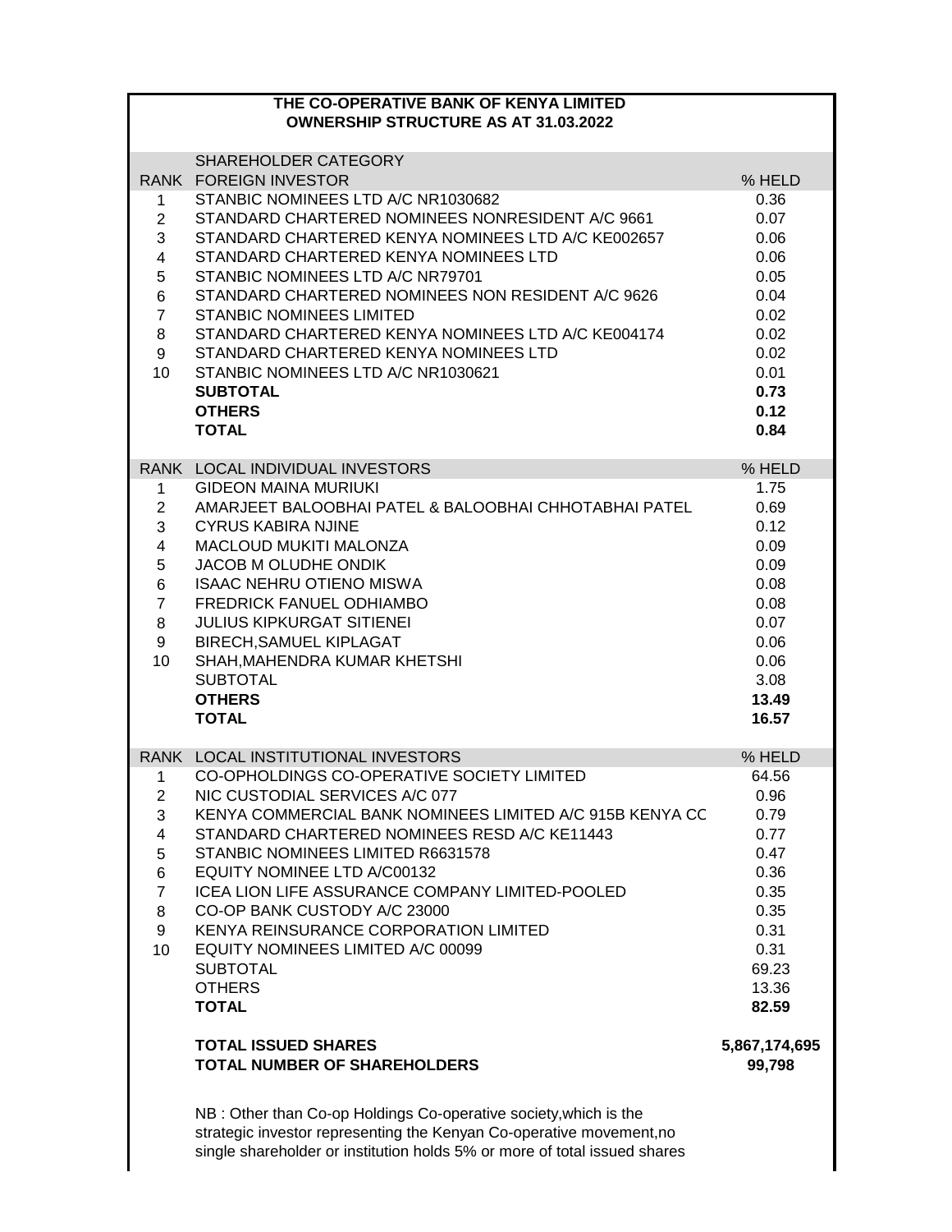# THE CO-OPERATIVE BANK OF KENYA LIMITED
## OWNERSHIP STRUCTURE AS AT 31.03.2022

| RANK | SHAREHOLDER CATEGORY<br>FOREIGN INVESTOR | % HELD |
|---|---|---|
| 1 | STANBIC NOMINEES LTD A/C NR1030682 | 0.36 |
| 2 | STANDARD CHARTERED NOMINEES NONRESIDENT A/C 9661 | 0.07 |
| 3 | STANDARD CHARTERED KENYA NOMINEES LTD A/C KE002657 | 0.06 |
| 4 | STANDARD CHARTERED KENYA NOMINEES LTD | 0.06 |
| 5 | STANBIC NOMINEES LTD A/C NR79701 | 0.05 |
| 6 | STANDARD CHARTERED NOMINEES NON RESIDENT A/C 9626 | 0.04 |
| 7 | STANBIC NOMINEES LIMITED | 0.02 |
| 8 | STANDARD CHARTERED KENYA NOMINEES LTD A/C KE004174 | 0.02 |
| 9 | STANDARD CHARTERED KENYA NOMINEES LTD | 0.02 |
| 10 | STANBIC NOMINEES LTD A/C NR1030621 | 0.01 |
| | **SUBTOTAL** | **0.73** |
| | **OTHERS** | **0.12** |
| | **TOTAL** | **0.84** |

| RANK | LOCAL INDIVIDUAL INVESTORS | % HELD |
|---|---|---|
| 1 | GIDEON MAINA MURIUKI | 1.75 |
| 2 | AMARJEET BALOOBHAI PATEL & BALOOBHAI CHHOTABHAI PATEL | 0.69 |
| 3 | CYRUS KABIRA NJINE | 0.12 |
| 4 | MACLOUD MUKITI MALONZA | 0.09 |
| 5 | JACOB M OLUDHE ONDIK | 0.09 |
| 6 | ISAAC NEHRU OTIENO MISWA | 0.08 |
| 7 | FREDRICK FANUEL ODHIAMBO | 0.08 |
| 8 | JULIUS KIPKURGAT SITIENEI | 0.07 |
| 9 | BIRECH,SAMUEL KIPLAGAT | 0.06 |
| 10 | SHAH,MAHENDRA KUMAR KHETSHI | 0.06 |
| | SUBTOTAL | 3.08 |
| | **OTHERS** | **13.49** |
| | **TOTAL** | **16.57** |

| RANK | LOCAL INSTITUTIONAL INVESTORS | % HELD |
|---|---|---|
| 1 | CO-OPHOLDINGS CO-OPERATIVE SOCIETY LIMITED | 64.56 |
| 2 | NIC CUSTODIAL SERVICES A/C 077 | 0.96 |
| 3 | KENYA COMMERCIAL BANK NOMINEES LIMITED A/C 915B KENYA CC | 0.79 |
| 4 | STANDARD CHARTERED NOMINEES RESD A/C KE11443 | 0.77 |
| 5 | STANBIC NOMINEES LIMITED R6631578 | 0.47 |
| 6 | EQUITY NOMINEE LTD A/C00132 | 0.36 |
| 7 | ICEA LION LIFE ASSURANCE COMPANY LIMITED-POOLED | 0.35 |
| 8 | CO-OP BANK CUSTODY A/C 23000 | 0.35 |
| 9 | KENYA REINSURANCE CORPORATION LIMITED | 0.31 |
| 10 | EQUITY NOMINEES LIMITED A/C 00099 | 0.31 |
| | SUBTOTAL | 69.23 |
| | OTHERS | 13.36 |
| | **TOTAL** | **82.59** |

| | | |
|---|---|---|
| | **TOTAL ISSUED SHARES** | **5,867,174,695** |
| | **TOTAL NUMBER OF SHAREHOLDERS** | **99,798** |

NB : Other than Co-op Holdings Co-operative society,which is the strategic investor representing the Kenyan Co-operative movement,no single shareholder or institution holds 5% or more of total issued shares